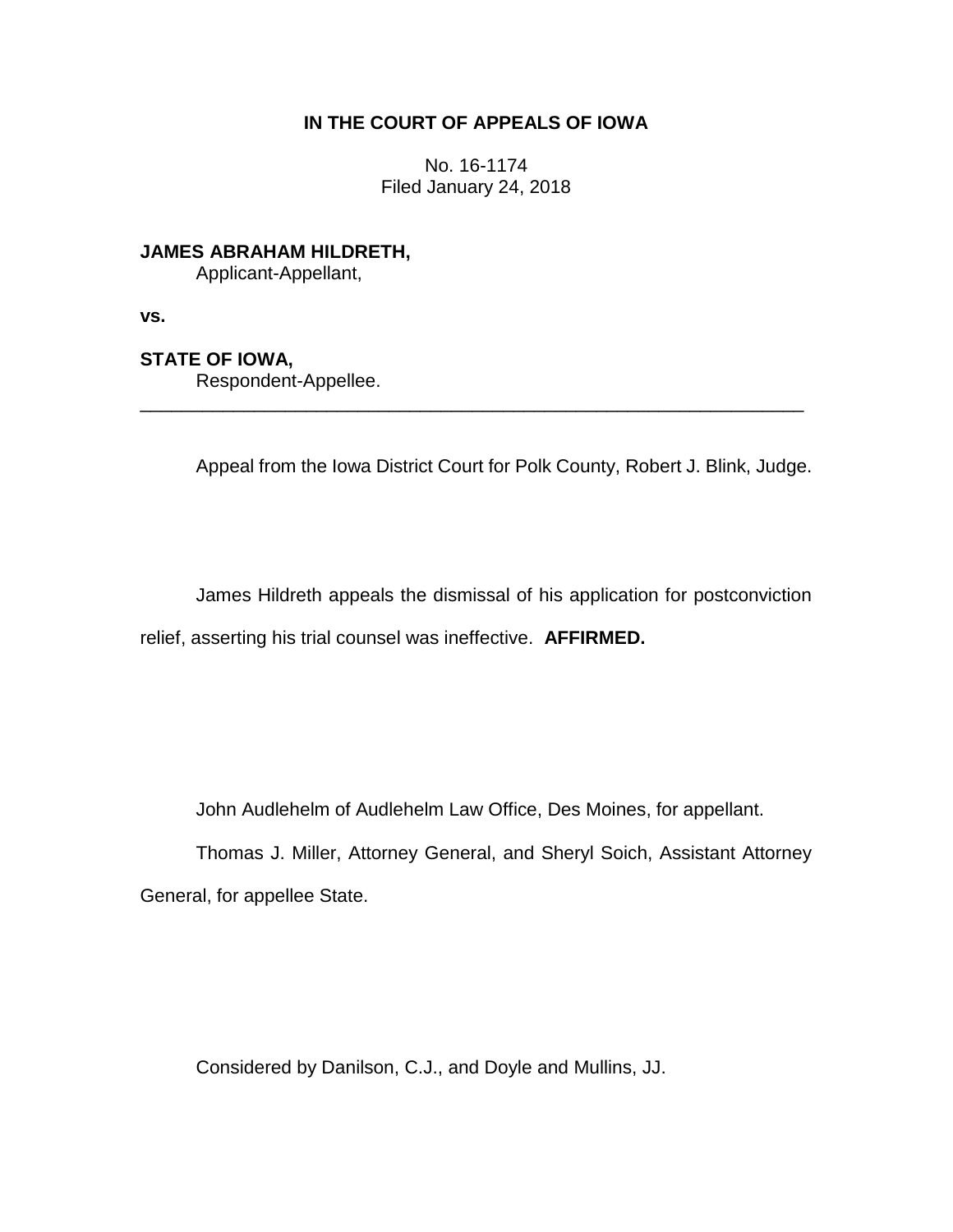**IN THE COURT OF APPEALS OF IOWA**

No. 16-1174
Filed January 24, 2018

**JAMES ABRAHAM HILDRETH,**
Applicant-Appellant,

**vs.**

**STATE OF IOWA,**
Respondent-Appellee.

---

Appeal from the Iowa District Court for Polk County, Robert J. Blink, Judge.

James Hildreth appeals the dismissal of his application for postconviction relief, asserting his trial counsel was ineffective. **AFFIRMED.**

John Audlehelm of Audlehelm Law Office, Des Moines, for appellant.

Thomas J. Miller, Attorney General, and Sheryl Soich, Assistant Attorney General, for appellee State.

Considered by Danilson, C.J., and Doyle and Mullins, JJ.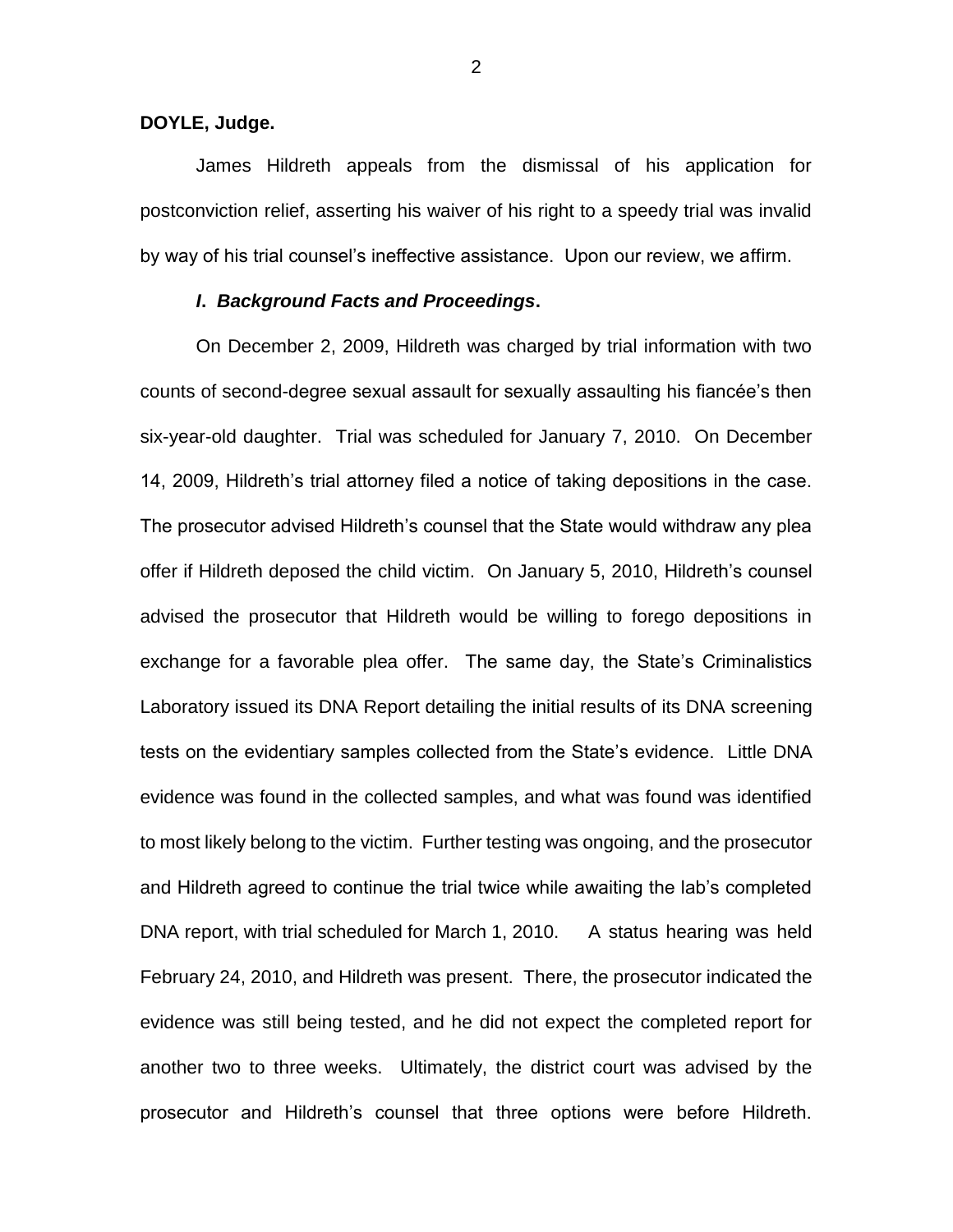**DOYLE, Judge.**

James Hildreth appeals from the dismissal of his application for postconviction relief, asserting his waiver of his right to a speedy trial was invalid by way of his trial counsel's ineffective assistance. Upon our review, we affirm.

***I. Background Facts and Proceedings.***

On December 2, 2009, Hildreth was charged by trial information with two counts of second-degree sexual assault for sexually assaulting his fiancée's then six-year-old daughter. Trial was scheduled for January 7, 2010. On December 14, 2009, Hildreth's trial attorney filed a notice of taking depositions in the case. The prosecutor advised Hildreth's counsel that the State would withdraw any plea offer if Hildreth deposed the child victim. On January 5, 2010, Hildreth's counsel advised the prosecutor that Hildreth would be willing to forego depositions in exchange for a favorable plea offer. The same day, the State's Criminalistics Laboratory issued its DNA Report detailing the initial results of its DNA screening tests on the evidentiary samples collected from the State's evidence. Little DNA evidence was found in the collected samples, and what was found was identified to most likely belong to the victim. Further testing was ongoing, and the prosecutor and Hildreth agreed to continue the trial twice while awaiting the lab's completed DNA report, with trial scheduled for March 1, 2010. A status hearing was held February 24, 2010, and Hildreth was present. There, the prosecutor indicated the evidence was still being tested, and he did not expect the completed report for another two to three weeks. Ultimately, the district court was advised by the prosecutor and Hildreth's counsel that three options were before Hildreth.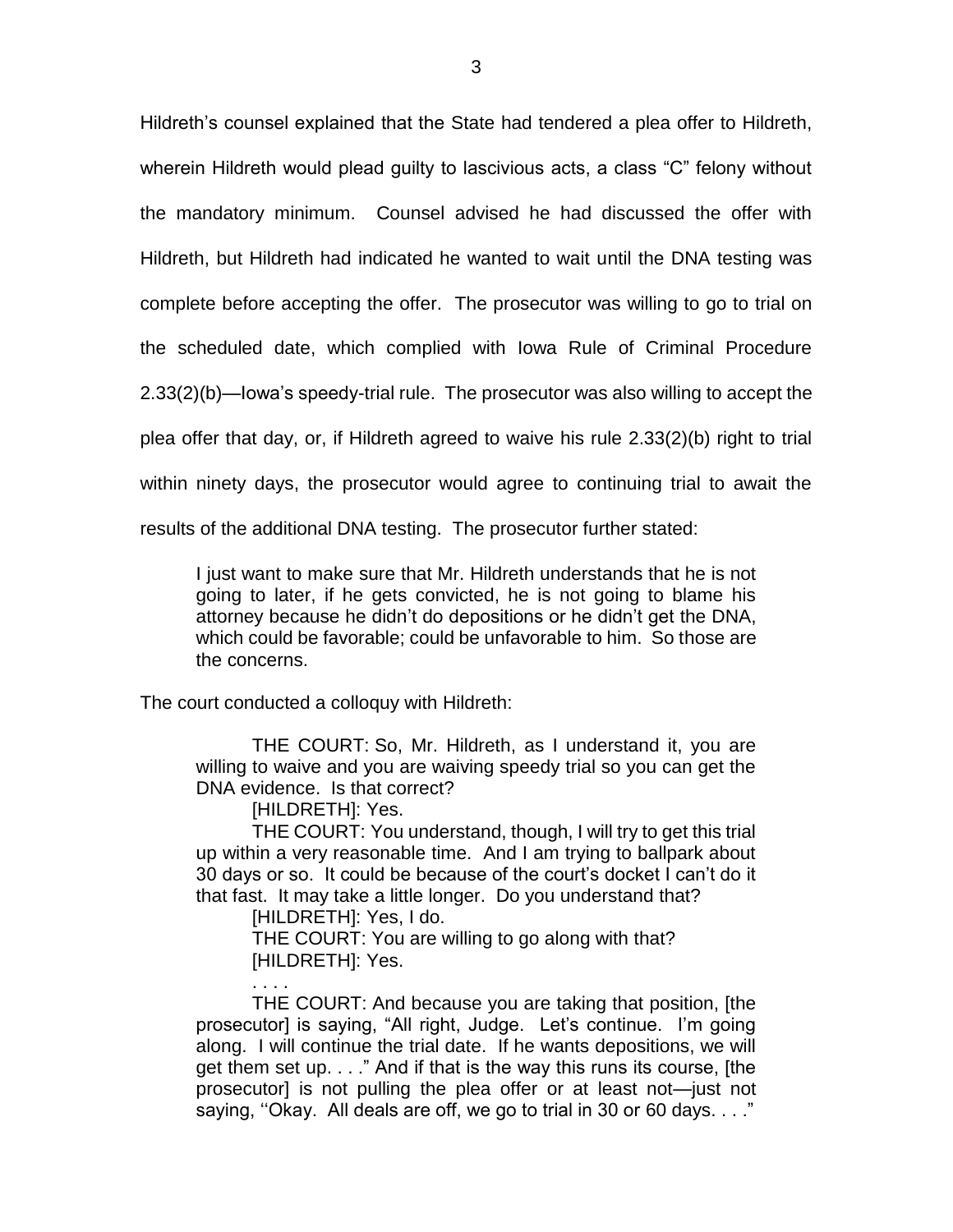Hildreth's counsel explained that the State had tendered a plea offer to Hildreth, wherein Hildreth would plead guilty to lascivious acts, a class "C" felony without the mandatory minimum. Counsel advised he had discussed the offer with Hildreth, but Hildreth had indicated he wanted to wait until the DNA testing was complete before accepting the offer. The prosecutor was willing to go to trial on the scheduled date, which complied with Iowa Rule of Criminal Procedure 2.33(2)(b)—Iowa's speedy-trial rule. The prosecutor was also willing to accept the plea offer that day, or, if Hildreth agreed to waive his rule 2.33(2)(b) right to trial within ninety days, the prosecutor would agree to continuing trial to await the results of the additional DNA testing. The prosecutor further stated:

> I just want to make sure that Mr. Hildreth understands that he is not going to later, if he gets convicted, he is not going to blame his attorney because he didn't do depositions or he didn't get the DNA, which could be favorable; could be unfavorable to him. So those are the concerns.

The court conducted a colloquy with Hildreth:

> THE COURT: So, Mr. Hildreth, as I understand it, you are willing to waive and you are waiving speedy trial so you can get the DNA evidence. Is that correct?
>
> [HILDRETH]: Yes.
>
> THE COURT: You understand, though, I will try to get this trial up within a very reasonable time. And I am trying to ballpark about 30 days or so. It could be because of the court's docket I can't do it that fast. It may take a little longer. Do you understand that?
>
> [HILDRETH]: Yes, I do.
>
> THE COURT: You are willing to go along with that?
>
> [HILDRETH]: Yes.
>
> . . . .
>
> THE COURT: And because you are taking that position, [the prosecutor] is saying, "All right, Judge. Let's continue. I'm going along. I will continue the trial date. If he wants depositions, we will get them set up. . . ." And if that is the way this runs its course, [the prosecutor] is not pulling the plea offer or at least not—just not saying, ''Okay. All deals are off, we go to trial in 30 or 60 days. . . ."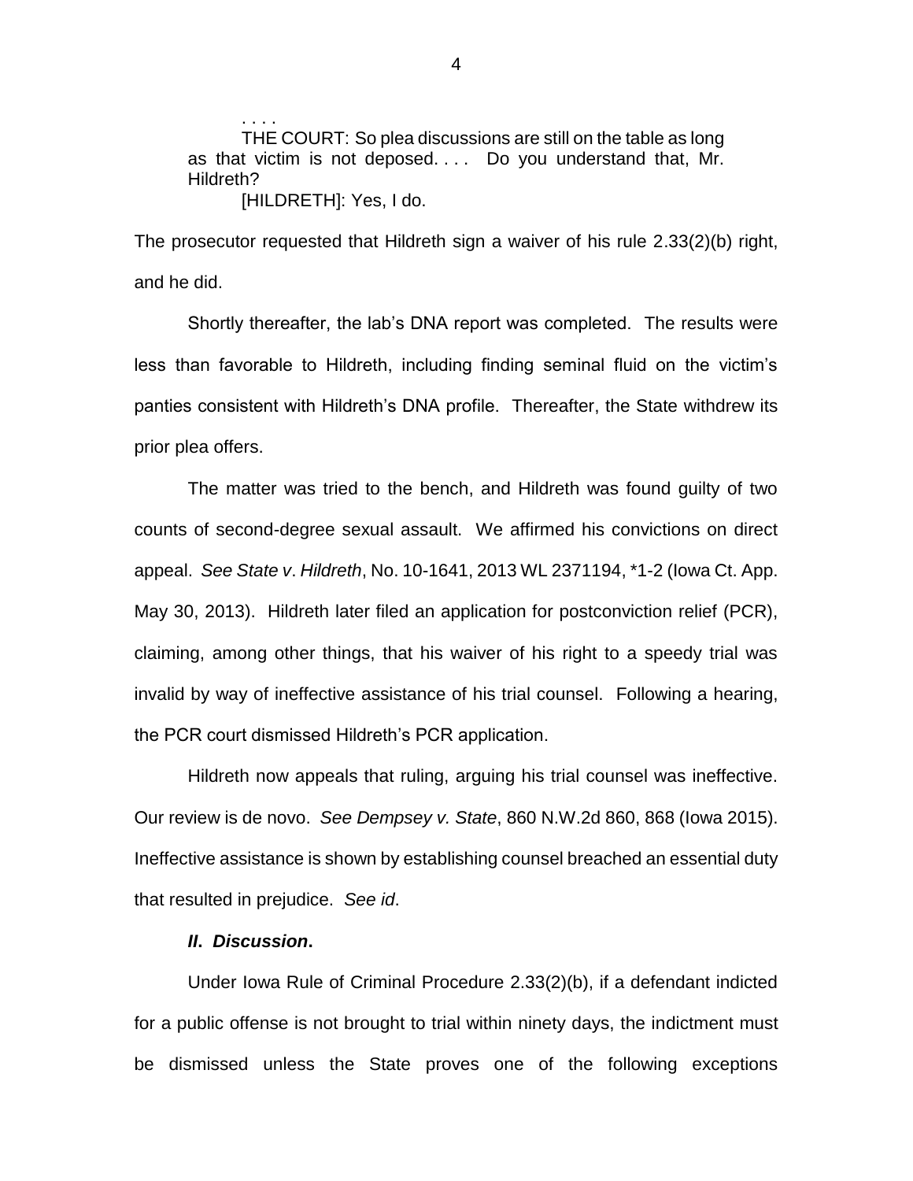> . . . .
>
> THE COURT: So plea discussions are still on the table as long as that victim is not deposed. . . . Do you understand that, Mr. Hildreth?
>
> [HILDRETH]: Yes, I do.

The prosecutor requested that Hildreth sign a waiver of his rule 2.33(2)(b) right, and he did.

Shortly thereafter, the lab's DNA report was completed. The results were less than favorable to Hildreth, including finding seminal fluid on the victim's panties consistent with Hildreth's DNA profile. Thereafter, the State withdrew its prior plea offers.

The matter was tried to the bench, and Hildreth was found guilty of two counts of second-degree sexual assault. We affirmed his convictions on direct appeal. *See State v. Hildreth*, No. 10-1641, 2013 WL 2371194, \*1-2 (Iowa Ct. App. May 30, 2013). Hildreth later filed an application for postconviction relief (PCR), claiming, among other things, that his waiver of his right to a speedy trial was invalid by way of ineffective assistance of his trial counsel. Following a hearing, the PCR court dismissed Hildreth's PCR application.

Hildreth now appeals that ruling, arguing his trial counsel was ineffective. Our review is de novo. *See Dempsey v. State*, 860 N.W.2d 860, 868 (Iowa 2015). Ineffective assistance is shown by establishing counsel breached an essential duty that resulted in prejudice. *See id.*

### ***II. Discussion.***

Under Iowa Rule of Criminal Procedure 2.33(2)(b), if a defendant indicted for a public offense is not brought to trial within ninety days, the indictment must be dismissed unless the State proves one of the following exceptions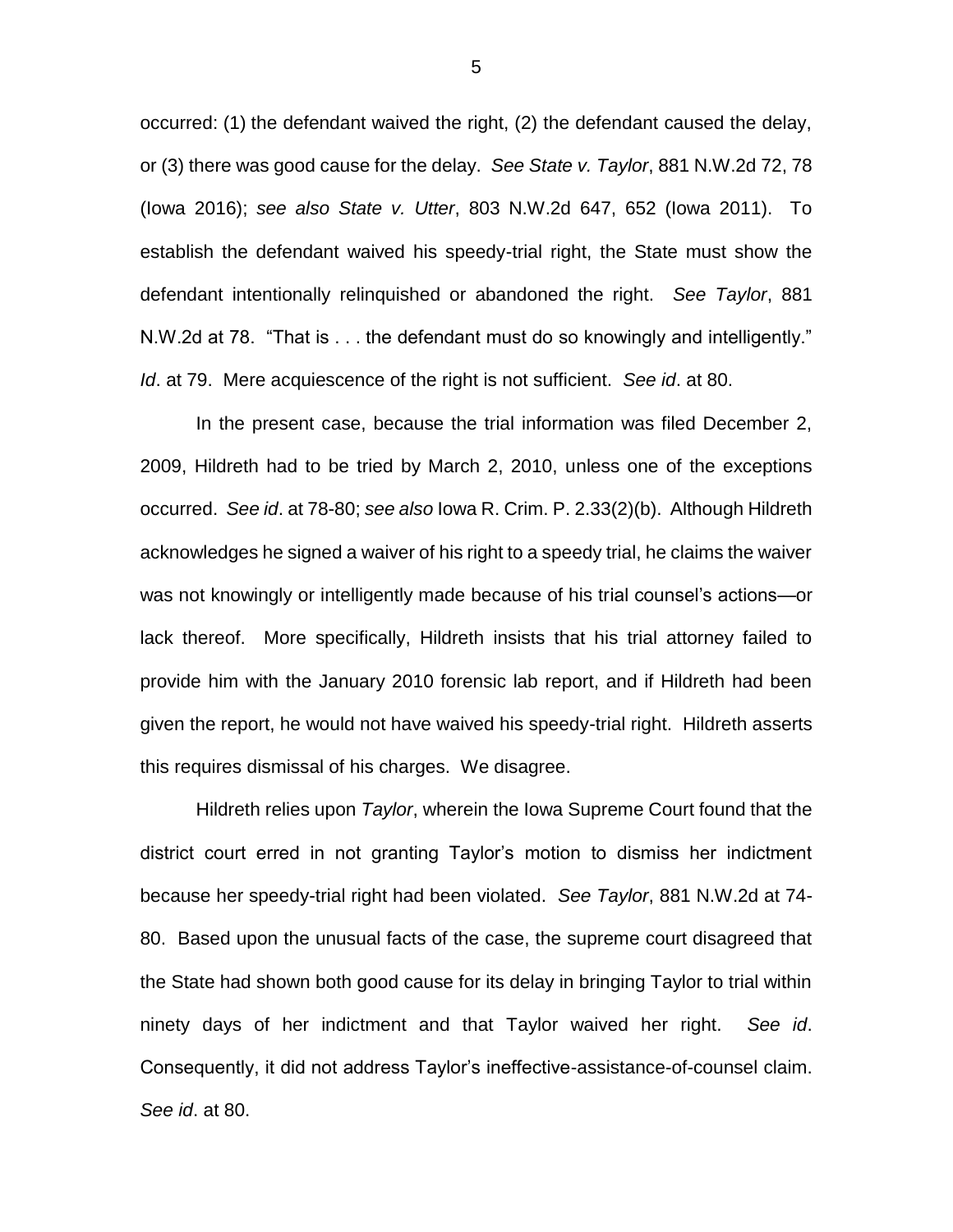occurred: (1) the defendant waived the right, (2) the defendant caused the delay, or (3) there was good cause for the delay. *See State v. Taylor*, 881 N.W.2d 72, 78 (Iowa 2016); *see also State v. Utter*, 803 N.W.2d 647, 652 (Iowa 2011). To establish the defendant waived his speedy-trial right, the State must show the defendant intentionally relinquished or abandoned the right. *See Taylor*, 881 N.W.2d at 78. "That is . . . the defendant must do so knowingly and intelligently." *Id*. at 79. Mere acquiescence of the right is not sufficient. *See id*. at 80.

In the present case, because the trial information was filed December 2, 2009, Hildreth had to be tried by March 2, 2010, unless one of the exceptions occurred. *See id*. at 78-80; *see also* Iowa R. Crim. P. 2.33(2)(b). Although Hildreth acknowledges he signed a waiver of his right to a speedy trial, he claims the waiver was not knowingly or intelligently made because of his trial counsel's actions—or lack thereof. More specifically, Hildreth insists that his trial attorney failed to provide him with the January 2010 forensic lab report, and if Hildreth had been given the report, he would not have waived his speedy-trial right. Hildreth asserts this requires dismissal of his charges. We disagree.

Hildreth relies upon *Taylor*, wherein the Iowa Supreme Court found that the district court erred in not granting Taylor's motion to dismiss her indictment because her speedy-trial right had been violated. *See Taylor*, 881 N.W.2d at 74-80. Based upon the unusual facts of the case, the supreme court disagreed that the State had shown both good cause for its delay in bringing Taylor to trial within ninety days of her indictment and that Taylor waived her right. *See id*. Consequently, it did not address Taylor's ineffective-assistance-of-counsel claim. *See id*. at 80.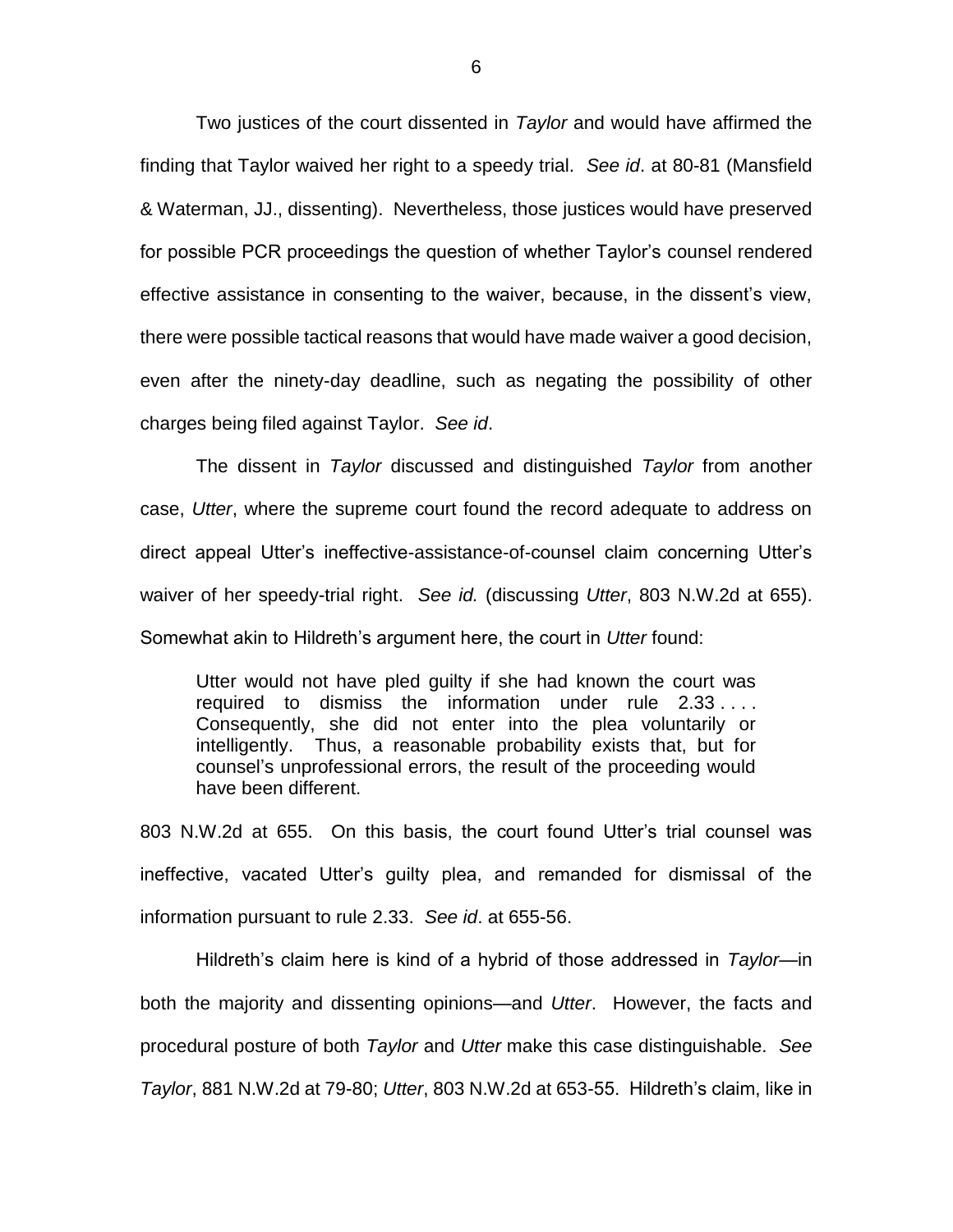Two justices of the court dissented in *Taylor* and would have affirmed the finding that Taylor waived her right to a speedy trial. *See id*. at 80-81 (Mansfield & Waterman, JJ., dissenting). Nevertheless, those justices would have preserved for possible PCR proceedings the question of whether Taylor's counsel rendered effective assistance in consenting to the waiver, because, in the dissent's view, there were possible tactical reasons that would have made waiver a good decision, even after the ninety-day deadline, such as negating the possibility of other charges being filed against Taylor. *See id*.

The dissent in *Taylor* discussed and distinguished *Taylor* from another case, *Utter*, where the supreme court found the record adequate to address on direct appeal Utter's ineffective-assistance-of-counsel claim concerning Utter's waiver of her speedy-trial right. *See id.* (discussing *Utter*, 803 N.W.2d at 655). Somewhat akin to Hildreth's argument here, the court in *Utter* found:

> Utter would not have pled guilty if she had known the court was required to dismiss the information under rule 2.33 . . . . Consequently, she did not enter into the plea voluntarily or intelligently. Thus, a reasonable probability exists that, but for counsel's unprofessional errors, the result of the proceeding would have been different.

803 N.W.2d at 655. On this basis, the court found Utter's trial counsel was ineffective, vacated Utter's guilty plea, and remanded for dismissal of the information pursuant to rule 2.33. *See id*. at 655-56.

Hildreth's claim here is kind of a hybrid of those addressed in *Taylor*—in both the majority and dissenting opinions—and *Utter*. However, the facts and procedural posture of both *Taylor* and *Utter* make this case distinguishable. *See Taylor*, 881 N.W.2d at 79-80; *Utter*, 803 N.W.2d at 653-55. Hildreth's claim, like in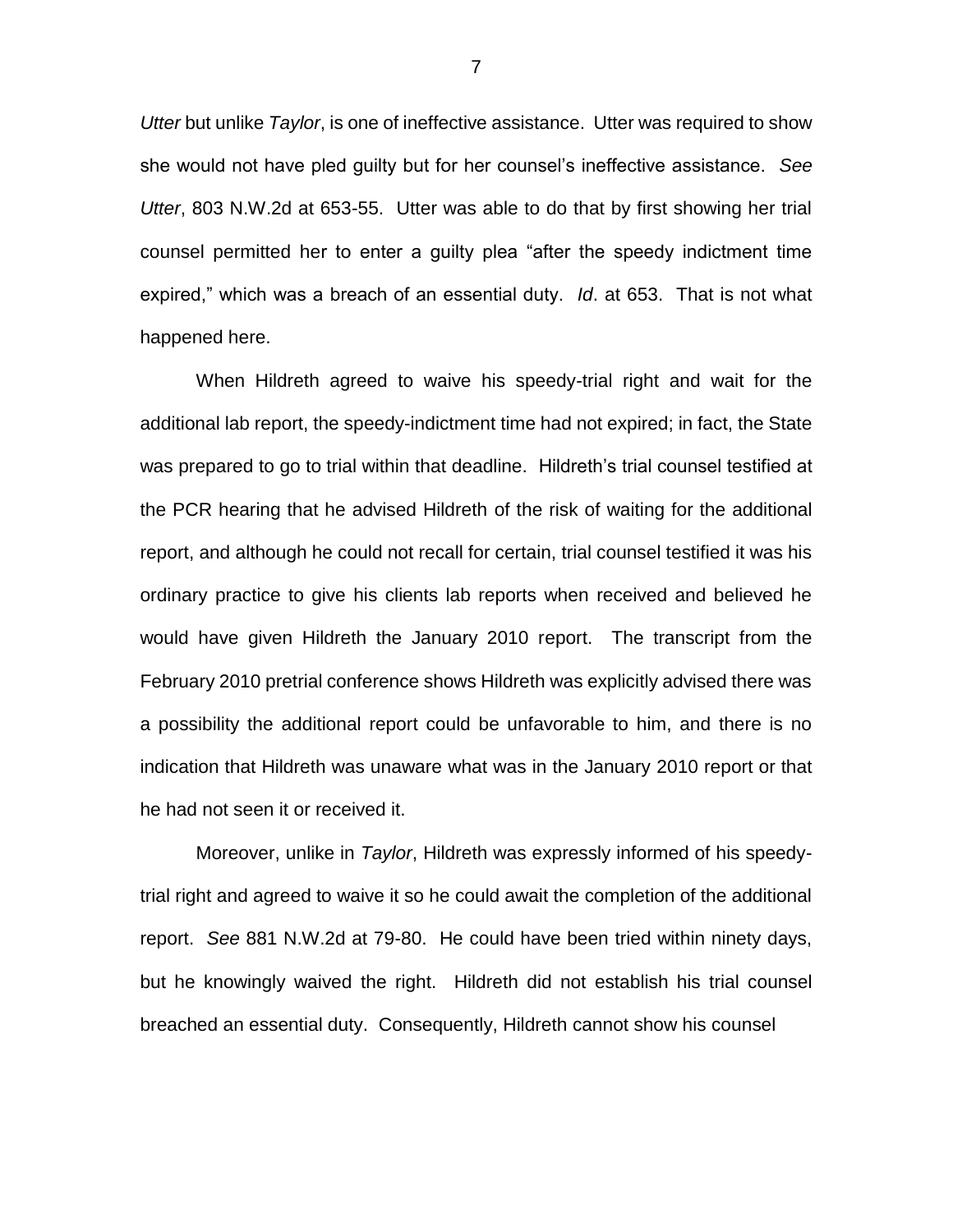*Utter* but unlike *Taylor*, is one of ineffective assistance. Utter was required to show she would not have pled guilty but for her counsel's ineffective assistance. *See Utter*, 803 N.W.2d at 653-55. Utter was able to do that by first showing her trial counsel permitted her to enter a guilty plea "after the speedy indictment time expired," which was a breach of an essential duty. *Id*. at 653. That is not what happened here.

When Hildreth agreed to waive his speedy-trial right and wait for the additional lab report, the speedy-indictment time had not expired; in fact, the State was prepared to go to trial within that deadline. Hildreth's trial counsel testified at the PCR hearing that he advised Hildreth of the risk of waiting for the additional report, and although he could not recall for certain, trial counsel testified it was his ordinary practice to give his clients lab reports when received and believed he would have given Hildreth the January 2010 report. The transcript from the February 2010 pretrial conference shows Hildreth was explicitly advised there was a possibility the additional report could be unfavorable to him, and there is no indication that Hildreth was unaware what was in the January 2010 report or that he had not seen it or received it.

Moreover, unlike in *Taylor*, Hildreth was expressly informed of his speedy-trial right and agreed to waive it so he could await the completion of the additional report. *See* 881 N.W.2d at 79-80. He could have been tried within ninety days, but he knowingly waived the right. Hildreth did not establish his trial counsel breached an essential duty. Consequently, Hildreth cannot show his counsel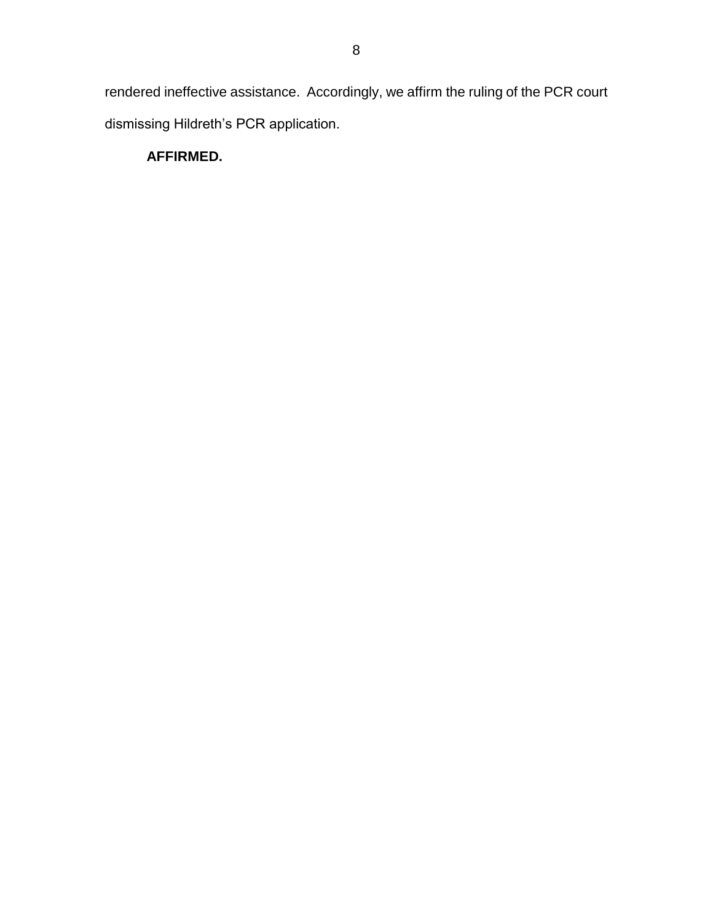rendered ineffective assistance. Accordingly, we affirm the ruling of the PCR court dismissing Hildreth's PCR application.

**AFFIRMED.**